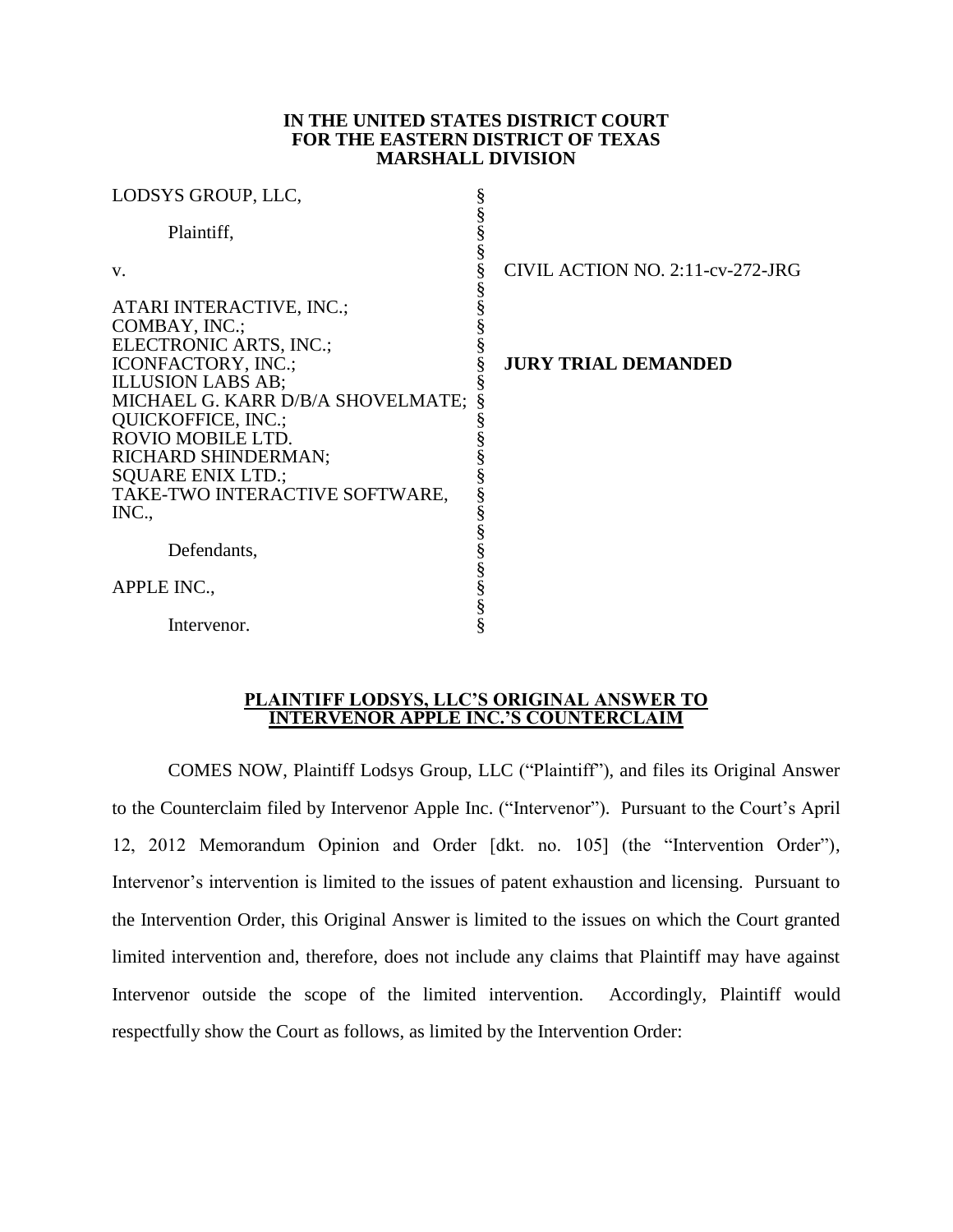**IN THE UNITED STATES DISTRICT COURT**
**FOR THE EASTERN DISTRICT OF TEXAS**
**MARSHALL DIVISION**

| | | |
|---|---|---|
| LODSYS GROUP, LLC, | § | |
| | § | |
| Plaintiff, | § | |
| | § | |
| v. | § | CIVIL ACTION NO. 2:11-cv-272-JRG |
| | § | |
| ATARI INTERACTIVE, INC.; | § | |
| COMBAY, INC.; | § | |
| ELECTRONIC ARTS, INC.; | § | |
| ICONFACTORY, INC.; | § | **JURY TRIAL DEMANDED** |
| ILLUSION LABS AB; | § | |
| MICHAEL G. KARR D/B/A SHOVELMATE; | § | |
| QUICKOFFICE, INC.; | § | |
| ROVIO MOBILE LTD. | § | |
| RICHARD SHINDERMAN; | § | |
| SQUARE ENIX LTD.; | § | |
| TAKE-TWO INTERACTIVE SOFTWARE, INC., | § | |
| | § | |
| Defendants, | § | |
| | § | |
| APPLE INC., | § | |
| | § | |
| Intervenor. | § | |

**PLAINTIFF LODSYS, LLC'S ORIGINAL ANSWER TO INTERVENOR APPLE INC.'S COUNTERCLAIM**

COMES NOW, Plaintiff Lodsys Group, LLC ("Plaintiff"), and files its Original Answer to the Counterclaim filed by Intervenor Apple Inc. ("Intervenor"). Pursuant to the Court's April 12, 2012 Memorandum Opinion and Order [dkt. no. 105] (the "Intervention Order"), Intervenor's intervention is limited to the issues of patent exhaustion and licensing. Pursuant to the Intervention Order, this Original Answer is limited to the issues on which the Court granted limited intervention and, therefore, does not include any claims that Plaintiff may have against Intervenor outside the scope of the limited intervention. Accordingly, Plaintiff would respectfully show the Court as follows, as limited by the Intervention Order: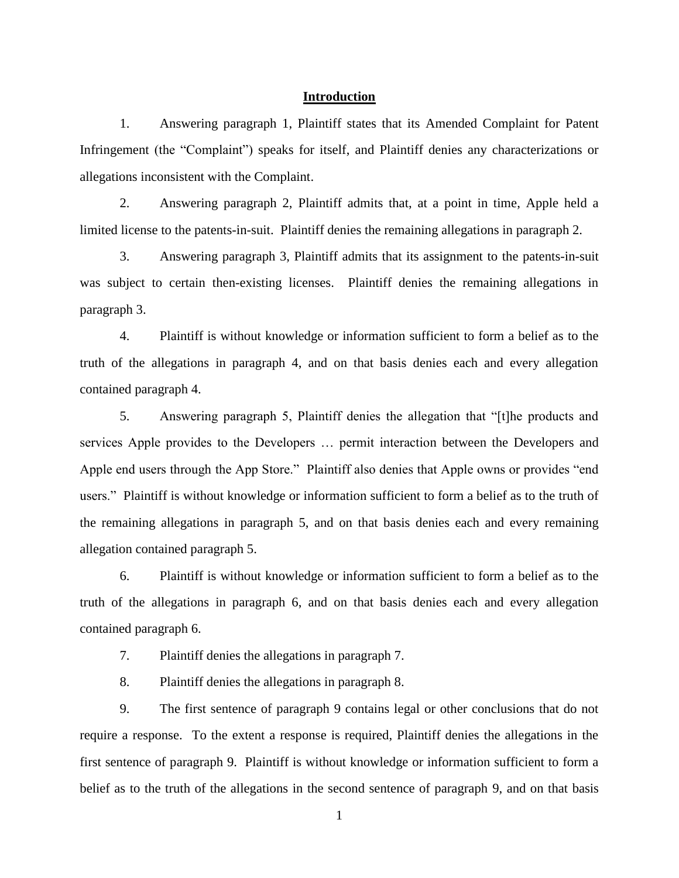## Introduction

1. Answering paragraph 1, Plaintiff states that its Amended Complaint for Patent Infringement (the "Complaint") speaks for itself, and Plaintiff denies any characterizations or allegations inconsistent with the Complaint.

2. Answering paragraph 2, Plaintiff admits that, at a point in time, Apple held a limited license to the patents-in-suit. Plaintiff denies the remaining allegations in paragraph 2.

3. Answering paragraph 3, Plaintiff admits that its assignment to the patents-in-suit was subject to certain then-existing licenses. Plaintiff denies the remaining allegations in paragraph 3.

4. Plaintiff is without knowledge or information sufficient to form a belief as to the truth of the allegations in paragraph 4, and on that basis denies each and every allegation contained paragraph 4.

5. Answering paragraph 5, Plaintiff denies the allegation that "[t]he products and services Apple provides to the Developers … permit interaction between the Developers and Apple end users through the App Store." Plaintiff also denies that Apple owns or provides "end users." Plaintiff is without knowledge or information sufficient to form a belief as to the truth of the remaining allegations in paragraph 5, and on that basis denies each and every remaining allegation contained paragraph 5.

6. Plaintiff is without knowledge or information sufficient to form a belief as to the truth of the allegations in paragraph 6, and on that basis denies each and every allegation contained paragraph 6.

7. Plaintiff denies the allegations in paragraph 7.

8. Plaintiff denies the allegations in paragraph 8.

9. The first sentence of paragraph 9 contains legal or other conclusions that do not require a response. To the extent a response is required, Plaintiff denies the allegations in the first sentence of paragraph 9. Plaintiff is without knowledge or information sufficient to form a belief as to the truth of the allegations in the second sentence of paragraph 9, and on that basis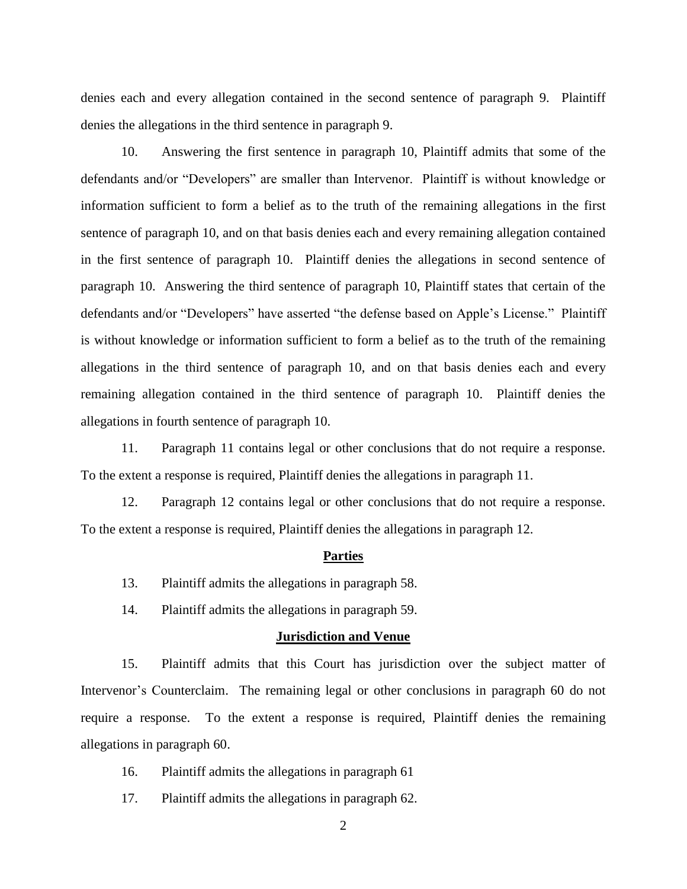denies each and every allegation contained in the second sentence of paragraph 9. Plaintiff denies the allegations in the third sentence in paragraph 9.

10. Answering the first sentence in paragraph 10, Plaintiff admits that some of the defendants and/or "Developers" are smaller than Intervenor. Plaintiff is without knowledge or information sufficient to form a belief as to the truth of the remaining allegations in the first sentence of paragraph 10, and on that basis denies each and every remaining allegation contained in the first sentence of paragraph 10. Plaintiff denies the allegations in second sentence of paragraph 10. Answering the third sentence of paragraph 10, Plaintiff states that certain of the defendants and/or "Developers" have asserted "the defense based on Apple's License." Plaintiff is without knowledge or information sufficient to form a belief as to the truth of the remaining allegations in the third sentence of paragraph 10, and on that basis denies each and every remaining allegation contained in the third sentence of paragraph 10. Plaintiff denies the allegations in fourth sentence of paragraph 10.

11. Paragraph 11 contains legal or other conclusions that do not require a response. To the extent a response is required, Plaintiff denies the allegations in paragraph 11.

12. Paragraph 12 contains legal or other conclusions that do not require a response. To the extent a response is required, Plaintiff denies the allegations in paragraph 12.

## **Parties**

13. Plaintiff admits the allegations in paragraph 58.

14. Plaintiff admits the allegations in paragraph 59.

## **Jurisdiction and Venue**

15. Plaintiff admits that this Court has jurisdiction over the subject matter of Intervenor's Counterclaim. The remaining legal or other conclusions in paragraph 60 do not require a response. To the extent a response is required, Plaintiff denies the remaining allegations in paragraph 60.

16. Plaintiff admits the allegations in paragraph 61

17. Plaintiff admits the allegations in paragraph 62.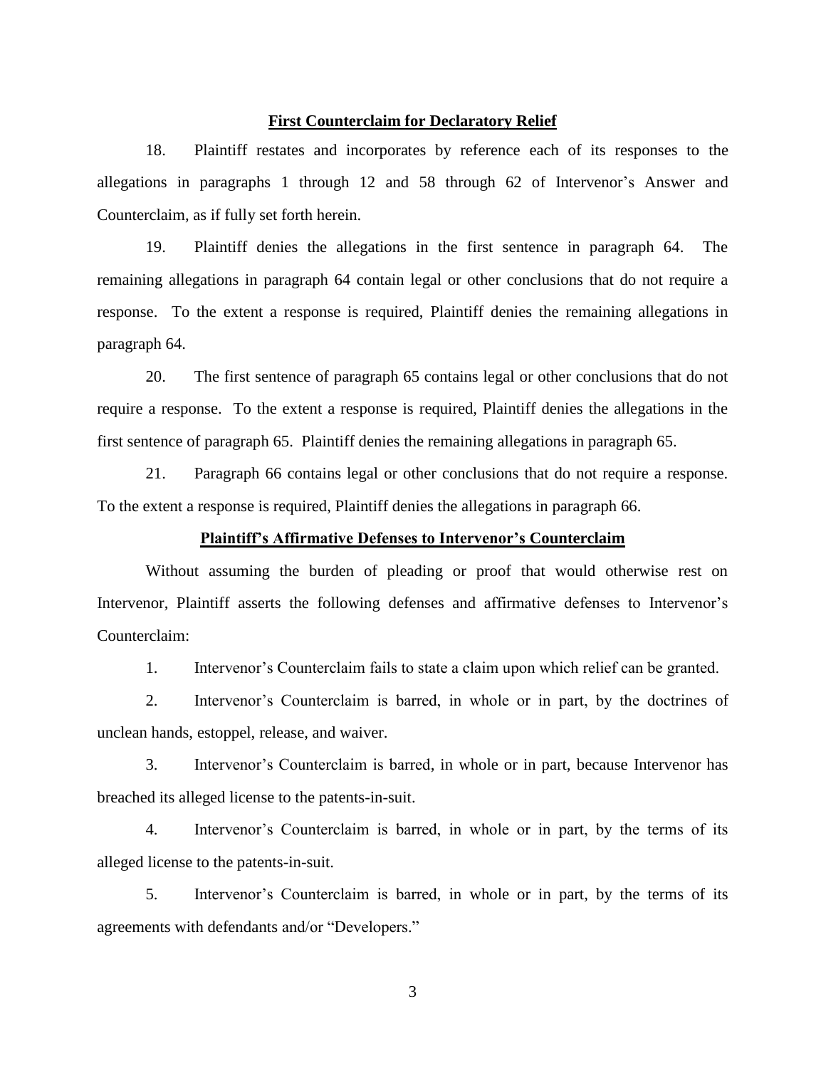**First Counterclaim for Declaratory Relief**

18. Plaintiff restates and incorporates by reference each of its responses to the allegations in paragraphs 1 through 12 and 58 through 62 of Intervenor's Answer and Counterclaim, as if fully set forth herein.

19. Plaintiff denies the allegations in the first sentence in paragraph 64. The remaining allegations in paragraph 64 contain legal or other conclusions that do not require a response. To the extent a response is required, Plaintiff denies the remaining allegations in paragraph 64.

20. The first sentence of paragraph 65 contains legal or other conclusions that do not require a response. To the extent a response is required, Plaintiff denies the allegations in the first sentence of paragraph 65. Plaintiff denies the remaining allegations in paragraph 65.

21. Paragraph 66 contains legal or other conclusions that do not require a response. To the extent a response is required, Plaintiff denies the allegations in paragraph 66.

**Plaintiff's Affirmative Defenses to Intervenor's Counterclaim**

Without assuming the burden of pleading or proof that would otherwise rest on Intervenor, Plaintiff asserts the following defenses and affirmative defenses to Intervenor's Counterclaim:

1. Intervenor's Counterclaim fails to state a claim upon which relief can be granted.

2. Intervenor's Counterclaim is barred, in whole or in part, by the doctrines of unclean hands, estoppel, release, and waiver.

3. Intervenor's Counterclaim is barred, in whole or in part, because Intervenor has breached its alleged license to the patents-in-suit.

4. Intervenor's Counterclaim is barred, in whole or in part, by the terms of its alleged license to the patents-in-suit.

5. Intervenor's Counterclaim is barred, in whole or in part, by the terms of its agreements with defendants and/or "Developers."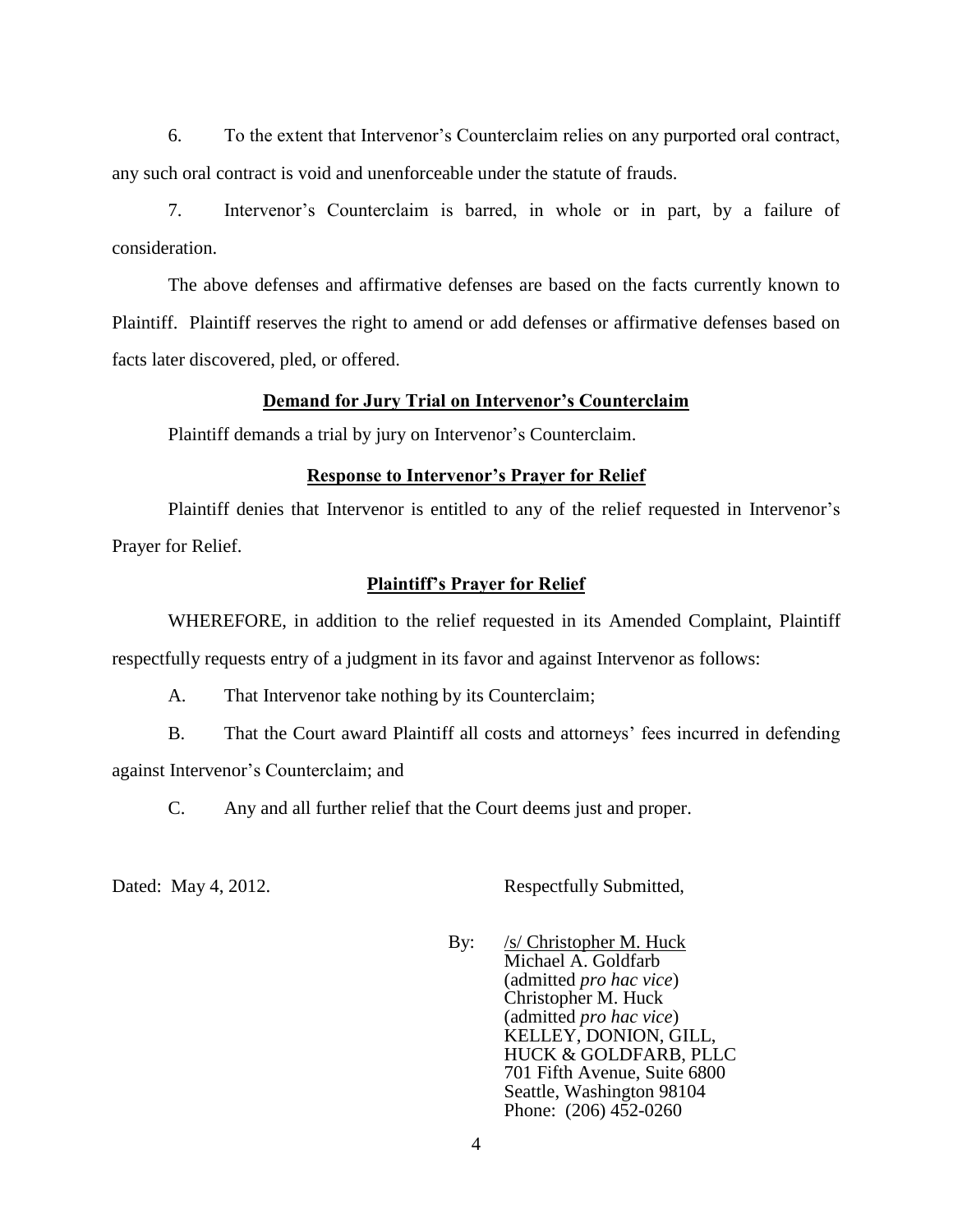6. To the extent that Intervenor's Counterclaim relies on any purported oral contract, any such oral contract is void and unenforceable under the statute of frauds.

7. Intervenor's Counterclaim is barred, in whole or in part, by a failure of consideration.

The above defenses and affirmative defenses are based on the facts currently known to Plaintiff. Plaintiff reserves the right to amend or add defenses or affirmative defenses based on facts later discovered, pled, or offered.

**Demand for Jury Trial on Intervenor's Counterclaim**

Plaintiff demands a trial by jury on Intervenor's Counterclaim.

**Response to Intervenor's Prayer for Relief**

Plaintiff denies that Intervenor is entitled to any of the relief requested in Intervenor's Prayer for Relief.

**Plaintiff's Prayer for Relief**

WHEREFORE, in addition to the relief requested in its Amended Complaint, Plaintiff respectfully requests entry of a judgment in its favor and against Intervenor as follows:

A. That Intervenor take nothing by its Counterclaim;

B. That the Court award Plaintiff all costs and attorneys' fees incurred in defending against Intervenor's Counterclaim; and

C. Any and all further relief that the Court deems just and proper.

Dated: May 4, 2012.

Respectfully Submitted,

By: /s/ Christopher M. Huck
Michael A. Goldfarb
(admitted *pro hac vice*)
Christopher M. Huck
(admitted *pro hac vice*)
KELLEY, DONION, GILL,
HUCK & GOLDFARB, PLLC
701 Fifth Avenue, Suite 6800
Seattle, Washington 98104
Phone: (206) 452-0260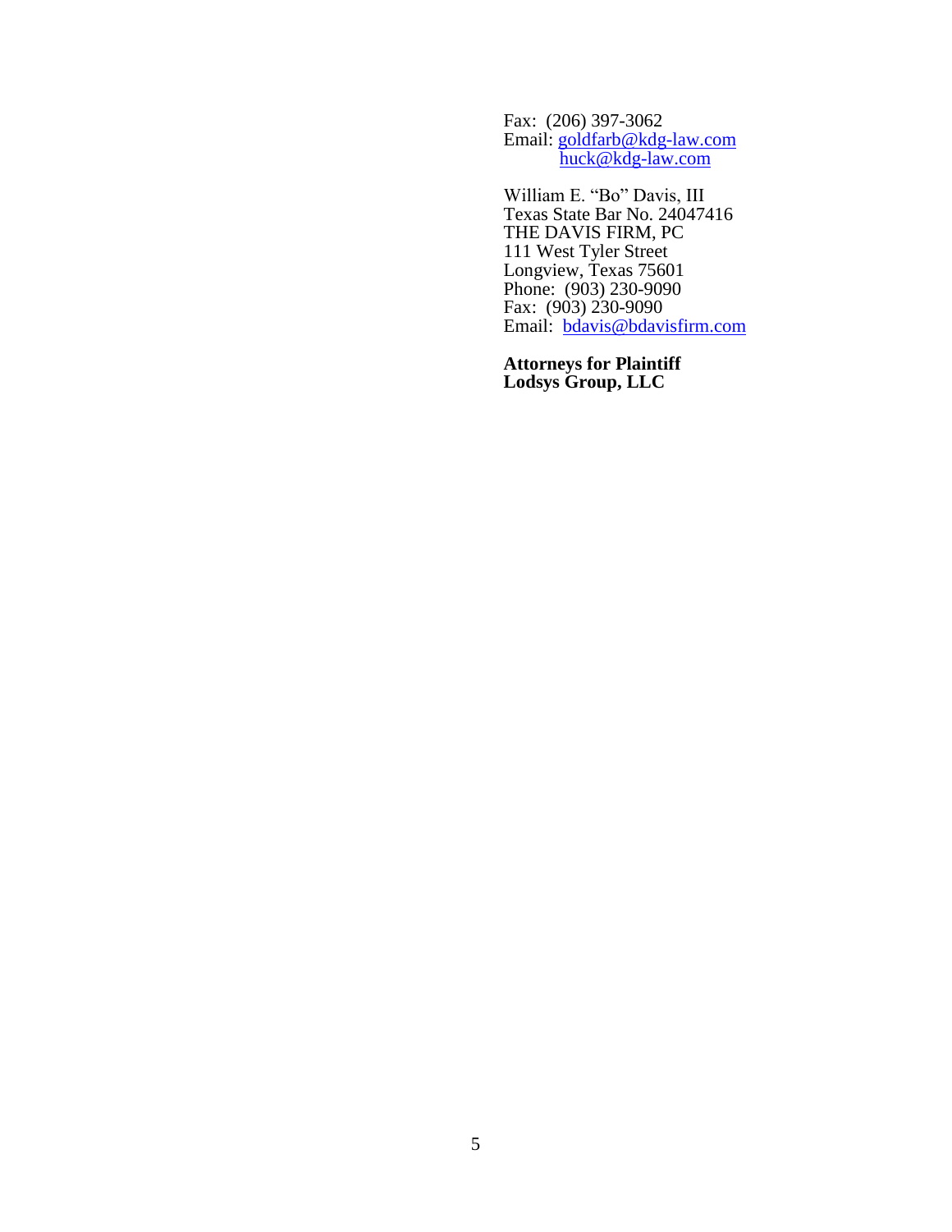Fax: (206) 397-3062
Email: goldfarb@kdg-law.com
huck@kdg-law.com

William E. "Bo" Davis, III
Texas State Bar No. 24047416
THE DAVIS FIRM, PC
111 West Tyler Street
Longview, Texas 75601
Phone: (903) 230-9090
Fax: (903) 230-9090
Email: bdavis@bdavisfirm.com

**Attorneys for Plaintiff**
**Lodsys Group, LLC**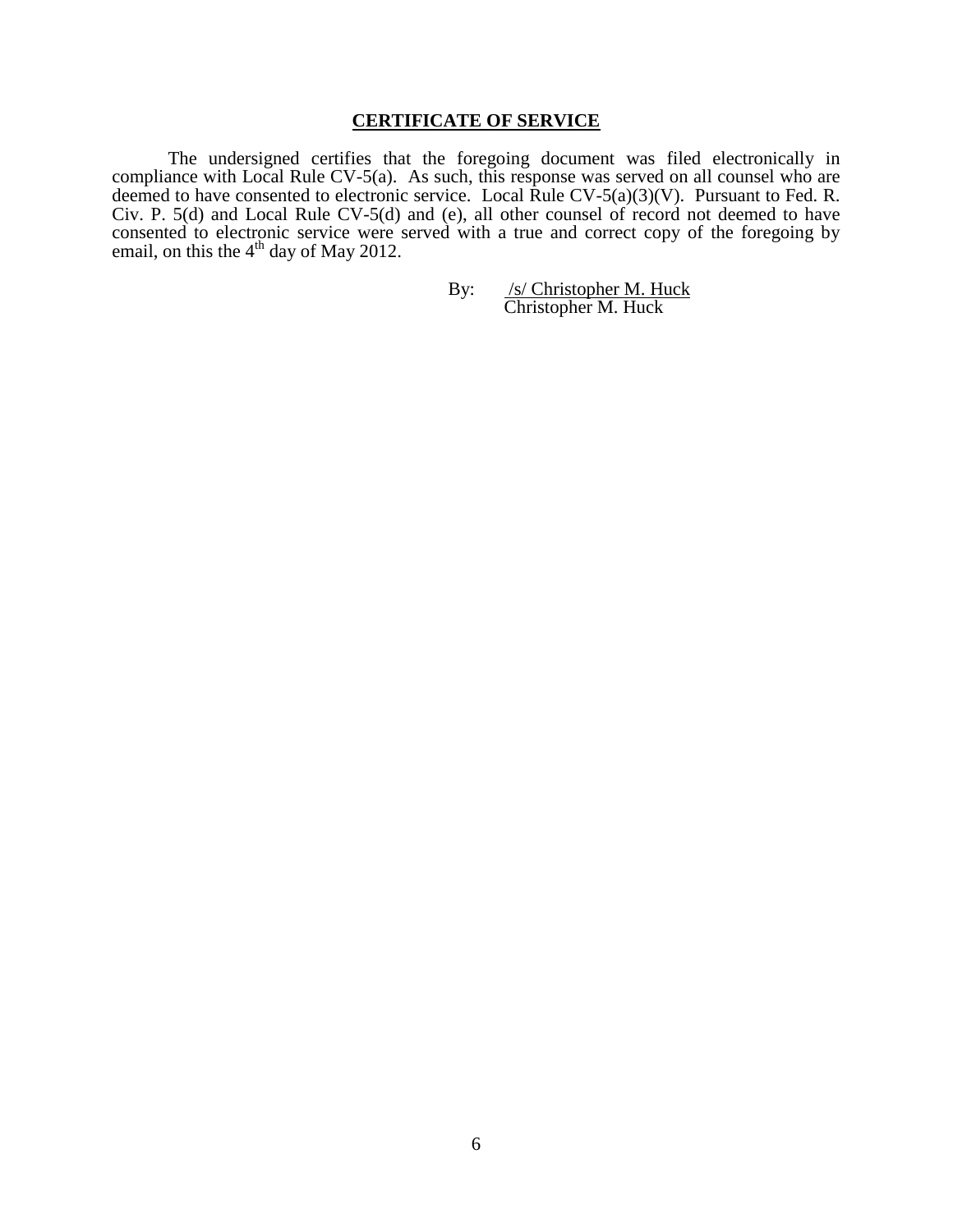## CERTIFICATE OF SERVICE

The undersigned certifies that the foregoing document was filed electronically in compliance with Local Rule CV-5(a). As such, this response was served on all counsel who are deemed to have consented to electronic service. Local Rule CV-5(a)(3)(V). Pursuant to Fed. R. Civ. P. 5(d) and Local Rule CV-5(d) and (e), all other counsel of record not deemed to have consented to electronic service were served with a true and correct copy of the foregoing by email, on this the 4th day of May 2012.

By: /s/ Christopher M. Huck
Christopher M. Huck